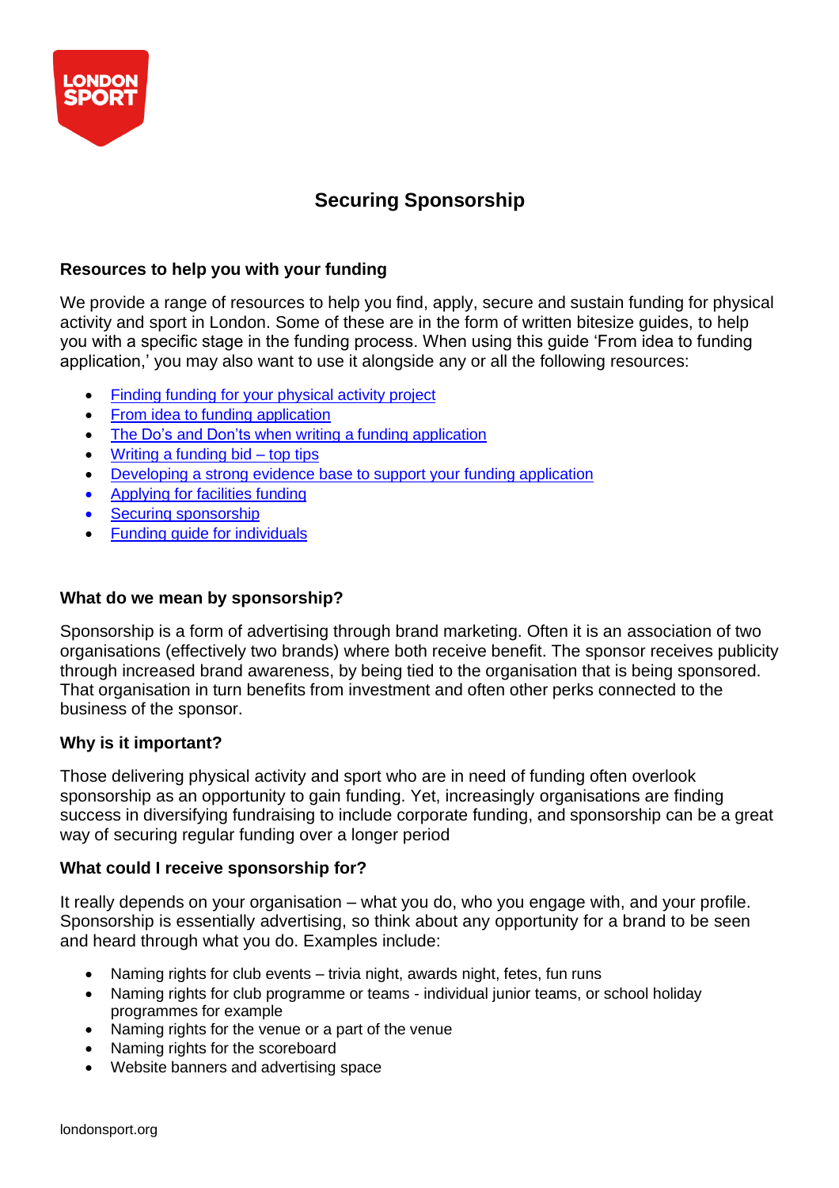# Securing Sponsorship

## Resources to help you with your funding

We provide a range of resources to help you find, apply, secure and sustain funding for physical activity and sport in London. Some of these are in the form of written bitesize guides, to help you with a specific stage in the funding process. When using this guide 'From idea to funding application,' you may also want to use it alongside any or all the following resources:

- Finding funding for your physical activity project
- From idea to funding application
- The Do's and Don'ts when writing a funding application
- Writing a funding bid – top tips
- Developing a strong evidence base to support your funding application
- Applying for facilities funding
- Securing sponsorship
- Funding guide for individuals

## What do we mean by sponsorship?

Sponsorship is a form of advertising through brand marketing. Often it is an association of two organisations (effectively two brands) where both receive benefit. The sponsor receives publicity through increased brand awareness, by being tied to the organisation that is being sponsored. That organisation in turn benefits from investment and often other perks connected to the business of the sponsor.

## Why is it important?

Those delivering physical activity and sport who are in need of funding often overlook sponsorship as an opportunity to gain funding. Yet, increasingly organisations are finding success in diversifying fundraising to include corporate funding, and sponsorship can be a great way of securing regular funding over a longer period

## What could I receive sponsorship for?

It really depends on your organisation – what you do, who you engage with, and your profile. Sponsorship is essentially advertising, so think about any opportunity for a brand to be seen and heard through what you do. Examples include:

- Naming rights for club events – trivia night, awards night, fetes, fun runs
- Naming rights for club programme or teams - individual junior teams, or school holiday programmes for example
- Naming rights for the venue or a part of the venue
- Naming rights for the scoreboard
- Website banners and advertising space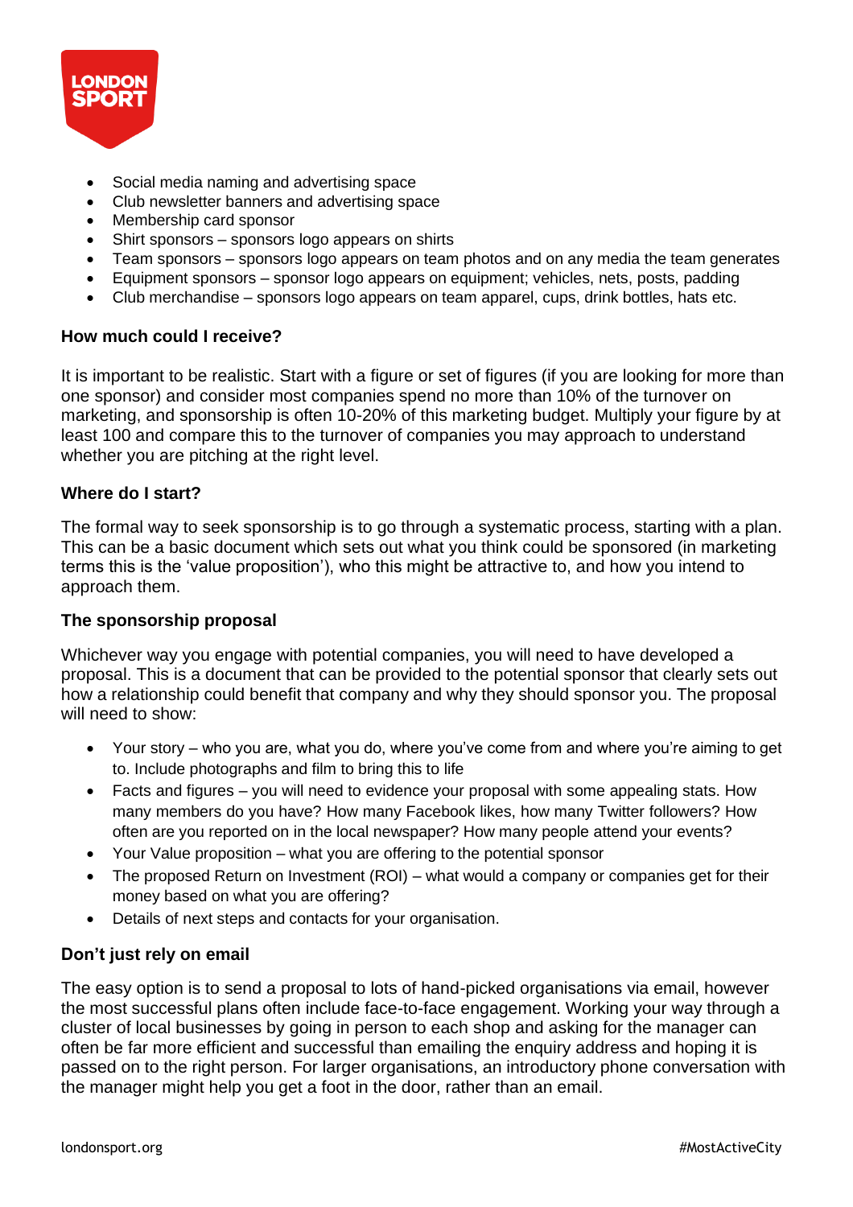- Social media naming and advertising space
- Club newsletter banners and advertising space
- Membership card sponsor
- Shirt sponsors – sponsors logo appears on shirts
- Team sponsors – sponsors logo appears on team photos and on any media the team generates
- Equipment sponsors – sponsor logo appears on equipment; vehicles, nets, posts, padding
- Club merchandise – sponsors logo appears on team apparel, cups, drink bottles, hats etc.

**How much could I receive?**

It is important to be realistic. Start with a figure or set of figures (if you are looking for more than one sponsor) and consider most companies spend no more than 10% of the turnover on marketing, and sponsorship is often 10-20% of this marketing budget. Multiply your figure by at least 100 and compare this to the turnover of companies you may approach to understand whether you are pitching at the right level.

**Where do I start?**

The formal way to seek sponsorship is to go through a systematic process, starting with a plan. This can be a basic document which sets out what you think could be sponsored (in marketing terms this is the 'value proposition'), who this might be attractive to, and how you intend to approach them.

**The sponsorship proposal**

Whichever way you engage with potential companies, you will need to have developed a proposal. This is a document that can be provided to the potential sponsor that clearly sets out how a relationship could benefit that company and why they should sponsor you. The proposal will need to show:

- Your story – who you are, what you do, where you've come from and where you're aiming to get to. Include photographs and film to bring this to life
- Facts and figures – you will need to evidence your proposal with some appealing stats. How many members do you have? How many Facebook likes, how many Twitter followers? How often are you reported on in the local newspaper? How many people attend your events?
- Your Value proposition – what you are offering to the potential sponsor
- The proposed Return on Investment (ROI) – what would a company or companies get for their money based on what you are offering?
- Details of next steps and contacts for your organisation.

**Don't just rely on email**

The easy option is to send a proposal to lots of hand-picked organisations via email, however the most successful plans often include face-to-face engagement. Working your way through a cluster of local businesses by going in person to each shop and asking for the manager can often be far more efficient and successful than emailing the enquiry address and hoping it is passed on to the right person. For larger organisations, an introductory phone conversation with the manager might help you get a foot in the door, rather than an email.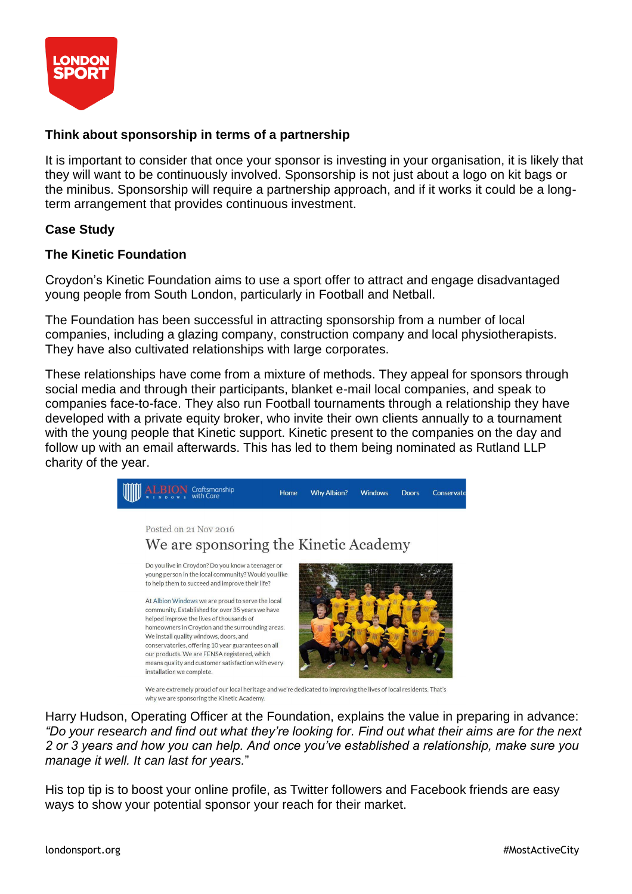**Think about sponsorship in terms of a partnership**

It is important to consider that once your sponsor is investing in your organisation, it is likely that they will want to be continuously involved. Sponsorship is not just about a logo on kit bags or the minibus. Sponsorship will require a partnership approach, and if it works it could be a long-term arrangement that provides continuous investment.

**Case Study**

**The Kinetic Foundation**

Croydon's Kinetic Foundation aims to use a sport offer to attract and engage disadvantaged young people from South London, particularly in Football and Netball.

The Foundation has been successful in attracting sponsorship from a number of local companies, including a glazing company, construction company and local physiotherapists. They have also cultivated relationships with large corporates.

These relationships have come from a mixture of methods. They appeal for sponsors through social media and through their participants, blanket e-mail local companies, and speak to companies face-to-face. They also run Football tournaments through a relationship they have developed with a private equity broker, who invite their own clients annually to a tournament with the young people that Kinetic support. Kinetic present to the companies on the day and follow up with an email afterwards. This has led to them being nominated as Rutland LLP charity of the year.

Harry Hudson, Operating Officer at the Foundation, explains the value in preparing in advance: *"Do your research and find out what they're looking for. Find out what their aims are for the next 2 or 3 years and how you can help. And once you've established a relationship, make sure you manage it well. It can last for years.*"

His top tip is to boost your online profile, as Twitter followers and Facebook friends are easy ways to show your potential sponsor your reach for their market.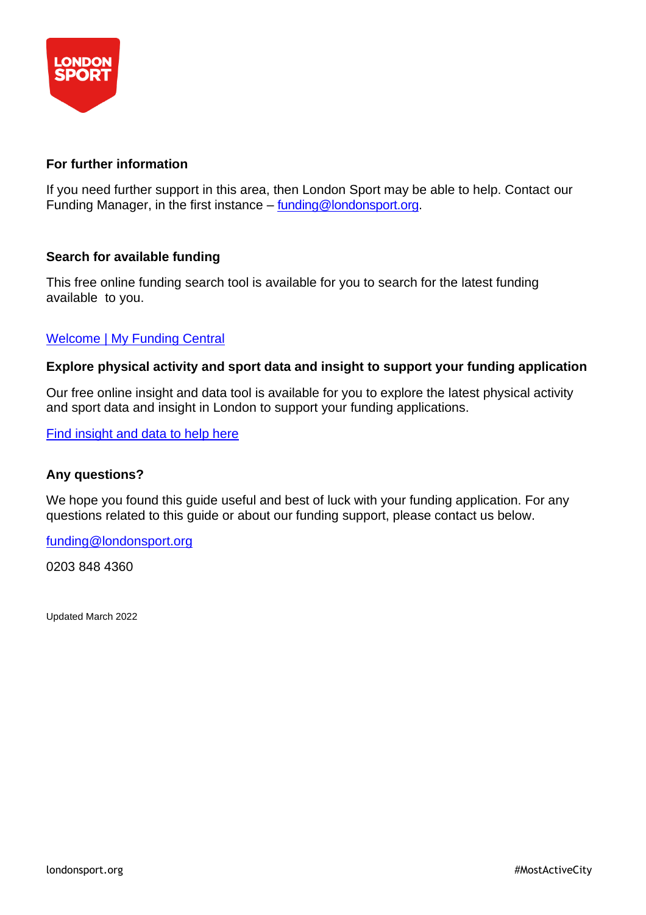## For further information

If you need further support in this area, then London Sport may be able to help. Contact our Funding Manager, in the first instance – funding@londonsport.org.

## Search for available funding

This free online funding search tool is available for you to search for the latest funding available to you.

Welcome | My Funding Central

## Explore physical activity and sport data and insight to support your funding application

Our free online insight and data tool is available for you to explore the latest physical activity and sport data and insight in London to support your funding applications.

Find insight and data to help here

## Any questions?

We hope you found this guide useful and best of luck with your funding application. For any questions related to this guide or about our funding support, please contact us below.

funding@londonsport.org

0203 848 4360

Updated March 2022